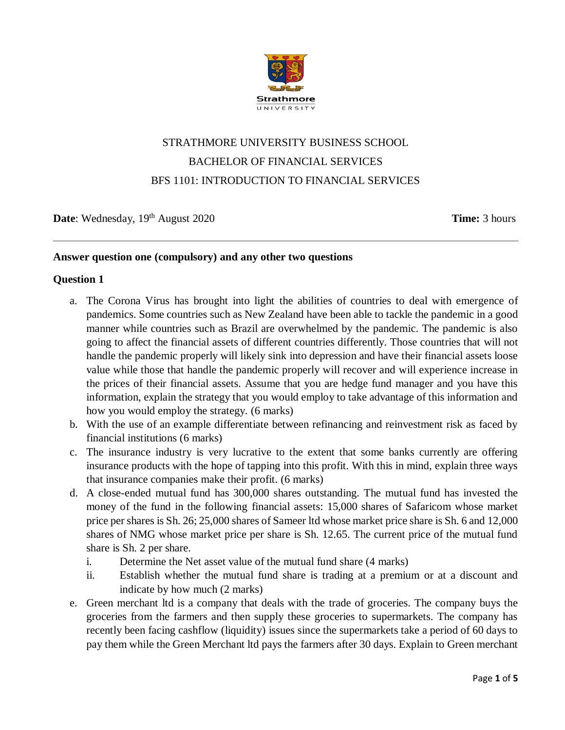STRATHMORE UNIVERSITY BUSINESS SCHOOL

BACHELOR OF FINANCIAL SERVICES

BFS 1101: INTRODUCTION TO FINANCIAL SERVICES

**Date**: Wednesday, 19th August 2020 **Time:** 3 hours

---

**Answer question one (compulsory) and any other two questions**

**Question 1**

a. The Corona Virus has brought into light the abilities of countries to deal with emergence of pandemics. Some countries such as New Zealand have been able to tackle the pandemic in a good manner while countries such as Brazil are overwhelmed by the pandemic. The pandemic is also going to affect the financial assets of different countries differently. Those countries that will not handle the pandemic properly will likely sink into depression and have their financial assets loose value while those that handle the pandemic properly will recover and will experience increase in the prices of their financial assets. Assume that you are hedge fund manager and you have this information, explain the strategy that you would employ to take advantage of this information and how you would employ the strategy. (6 marks)

b. With the use of an example differentiate between refinancing and reinvestment risk as faced by financial institutions (6 marks)

c. The insurance industry is very lucrative to the extent that some banks currently are offering insurance products with the hope of tapping into this profit. With this in mind, explain three ways that insurance companies make their profit. (6 marks)

d. A close-ended mutual fund has 300,000 shares outstanding. The mutual fund has invested the money of the fund in the following financial assets: 15,000 shares of Safaricom whose market price per shares is Sh. 26; 25,000 shares of Sameer ltd whose market price share is Sh. 6 and 12,000 shares of NMG whose market price per share is Sh. 12.65. The current price of the mutual fund share is Sh. 2 per share.

   i. Determine the Net asset value of the mutual fund share (4 marks)

   ii. Establish whether the mutual fund share is trading at a premium or at a discount and indicate by how much (2 marks)

e. Green merchant ltd is a company that deals with the trade of groceries. The company buys the groceries from the farmers and then supply these groceries to supermarkets. The company has recently been facing cashflow (liquidity) issues since the supermarkets take a period of 60 days to pay them while the Green Merchant ltd pays the farmers after 30 days. Explain to Green merchant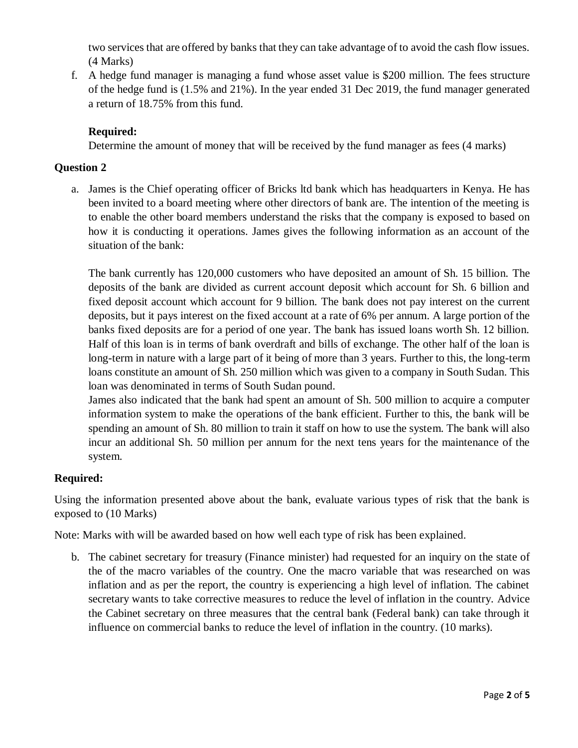two services that are offered by banks that they can take advantage of to avoid the cash flow issues. (4 Marks)

f. A hedge fund manager is managing a fund whose asset value is $200 million. The fees structure of the hedge fund is (1.5% and 21%). In the year ended 31 Dec 2019, the fund manager generated a return of 18.75% from this fund.

   **Required:**

   Determine the amount of money that will be received by the fund manager as fees (4 marks)

**Question 2**

a. James is the Chief operating officer of Bricks ltd bank which has headquarters in Kenya. He has been invited to a board meeting where other directors of bank are. The intention of the meeting is to enable the other board members understand the risks that the company is exposed to based on how it is conducting it operations. James gives the following information as an account of the situation of the bank:

   The bank currently has 120,000 customers who have deposited an amount of Sh. 15 billion. The deposits of the bank are divided as current account deposit which account for Sh. 6 billion and fixed deposit account which account for 9 billion. The bank does not pay interest on the current deposits, but it pays interest on the fixed account at a rate of 6% per annum. A large portion of the banks fixed deposits are for a period of one year. The bank has issued loans worth Sh. 12 billion. Half of this loan is in terms of bank overdraft and bills of exchange. The other half of the loan is long-term in nature with a large part of it being of more than 3 years. Further to this, the long-term loans constitute an amount of Sh. 250 million which was given to a company in South Sudan. This loan was denominated in terms of South Sudan pound.

   James also indicated that the bank had spent an amount of Sh. 500 million to acquire a computer information system to make the operations of the bank efficient. Further to this, the bank will be spending an amount of Sh. 80 million to train it staff on how to use the system. The bank will also incur an additional Sh. 50 million per annum for the next tens years for the maintenance of the system.

**Required:**

Using the information presented above about the bank, evaluate various types of risk that the bank is exposed to (10 Marks)

Note: Marks with will be awarded based on how well each type of risk has been explained.

b. The cabinet secretary for treasury (Finance minister) had requested for an inquiry on the state of the of the macro variables of the country. One the macro variable that was researched on was inflation and as per the report, the country is experiencing a high level of inflation. The cabinet secretary wants to take corrective measures to reduce the level of inflation in the country. Advice the Cabinet secretary on three measures that the central bank (Federal bank) can take through it influence on commercial banks to reduce the level of inflation in the country. (10 marks).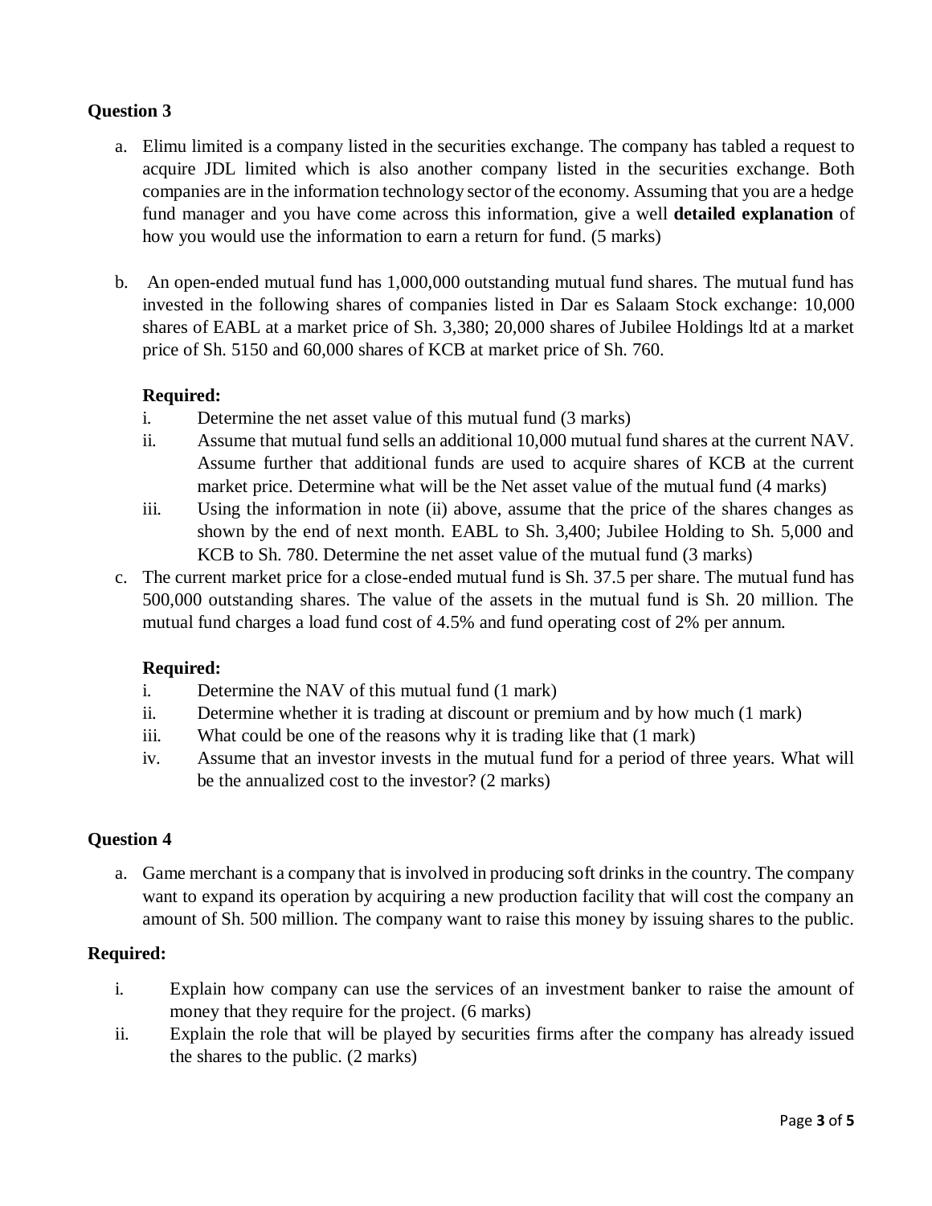### Question 3

a. Elimu limited is a company listed in the securities exchange. The company has tabled a request to acquire JDL limited which is also another company listed in the securities exchange. Both companies are in the information technology sector of the economy. Assuming that you are a hedge fund manager and you have come across this information, give a well **detailed explanation** of how you would use the information to earn a return for fund. (5 marks)

b. An open-ended mutual fund has 1,000,000 outstanding mutual fund shares. The mutual fund has invested in the following shares of companies listed in Dar es Salaam Stock exchange: 10,000 shares of EABL at a market price of Sh. 3,380; 20,000 shares of Jubilee Holdings ltd at a market price of Sh. 5150 and 60,000 shares of KCB at market price of Sh. 760.

**Required:**

i. Determine the net asset value of this mutual fund (3 marks)

ii. Assume that mutual fund sells an additional 10,000 mutual fund shares at the current NAV. Assume further that additional funds are used to acquire shares of KCB at the current market price. Determine what will be the Net asset value of the mutual fund (4 marks)

iii. Using the information in note (ii) above, assume that the price of the shares changes as shown by the end of next month. EABL to Sh. 3,400; Jubilee Holding to Sh. 5,000 and KCB to Sh. 780. Determine the net asset value of the mutual fund (3 marks)

c. The current market price for a close-ended mutual fund is Sh. 37.5 per share. The mutual fund has 500,000 outstanding shares. The value of the assets in the mutual fund is Sh. 20 million. The mutual fund charges a load fund cost of 4.5% and fund operating cost of 2% per annum.

**Required:**

i. Determine the NAV of this mutual fund (1 mark)

ii. Determine whether it is trading at discount or premium and by how much (1 mark)

iii. What could be one of the reasons why it is trading like that (1 mark)

iv. Assume that an investor invests in the mutual fund for a period of three years. What will be the annualized cost to the investor? (2 marks)

### Question 4

a. Game merchant is a company that is involved in producing soft drinks in the country. The company want to expand its operation by acquiring a new production facility that will cost the company an amount of Sh. 500 million. The company want to raise this money by issuing shares to the public.

**Required:**

i. Explain how company can use the services of an investment banker to raise the amount of money that they require for the project. (6 marks)

ii. Explain the role that will be played by securities firms after the company has already issued the shares to the public. (2 marks)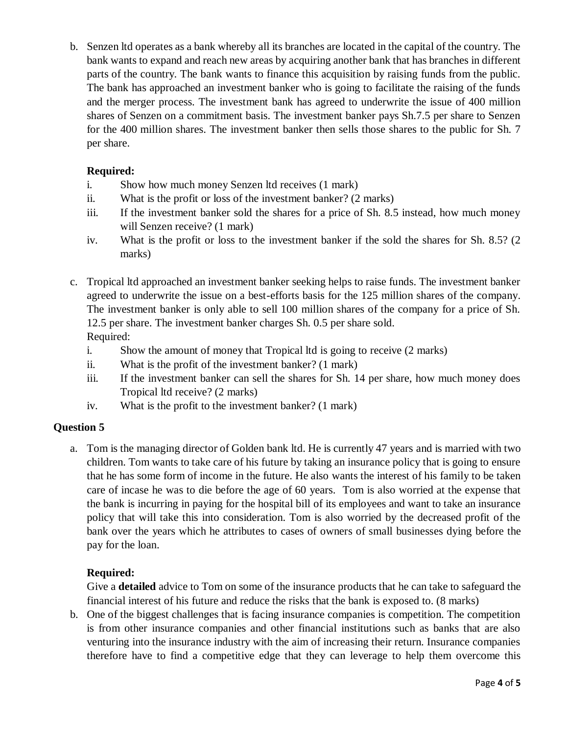b. Senzen ltd operates as a bank whereby all its branches are located in the capital of the country. The bank wants to expand and reach new areas by acquiring another bank that has branches in different parts of the country. The bank wants to finance this acquisition by raising funds from the public. The bank has approached an investment banker who is going to facilitate the raising of the funds and the merger process. The investment bank has agreed to underwrite the issue of 400 million shares of Senzen on a commitment basis. The investment banker pays Sh.7.5 per share to Senzen for the 400 million shares. The investment banker then sells those shares to the public for Sh. 7 per share.

**Required:**

i. Show how much money Senzen ltd receives (1 mark)

ii. What is the profit or loss of the investment banker? (2 marks)

iii. If the investment banker sold the shares for a price of Sh. 8.5 instead, how much money will Senzen receive? (1 mark)

iv. What is the profit or loss to the investment banker if the sold the shares for Sh. 8.5? (2 marks)

c. Tropical ltd approached an investment banker seeking helps to raise funds. The investment banker agreed to underwrite the issue on a best-efforts basis for the 125 million shares of the company. The investment banker is only able to sell 100 million shares of the company for a price of Sh. 12.5 per share. The investment banker charges Sh. 0.5 per share sold.

Required:

i. Show the amount of money that Tropical ltd is going to receive (2 marks)

ii. What is the profit of the investment banker? (1 mark)

iii. If the investment banker can sell the shares for Sh. 14 per share, how much money does Tropical ltd receive? (2 marks)

iv. What is the profit to the investment banker? (1 mark)

## Question 5

a. Tom is the managing director of Golden bank ltd. He is currently 47 years and is married with two children. Tom wants to take care of his future by taking an insurance policy that is going to ensure that he has some form of income in the future. He also wants the interest of his family to be taken care of incase he was to die before the age of 60 years. Tom is also worried at the expense that the bank is incurring in paying for the hospital bill of its employees and want to take an insurance policy that will take this into consideration. Tom is also worried by the decreased profit of the bank over the years which he attributes to cases of owners of small businesses dying before the pay for the loan.

**Required:**

Give a **detailed** advice to Tom on some of the insurance products that he can take to safeguard the financial interest of his future and reduce the risks that the bank is exposed to. (8 marks)

b. One of the biggest challenges that is facing insurance companies is competition. The competition is from other insurance companies and other financial institutions such as banks that are also venturing into the insurance industry with the aim of increasing their return. Insurance companies therefore have to find a competitive edge that they can leverage to help them overcome this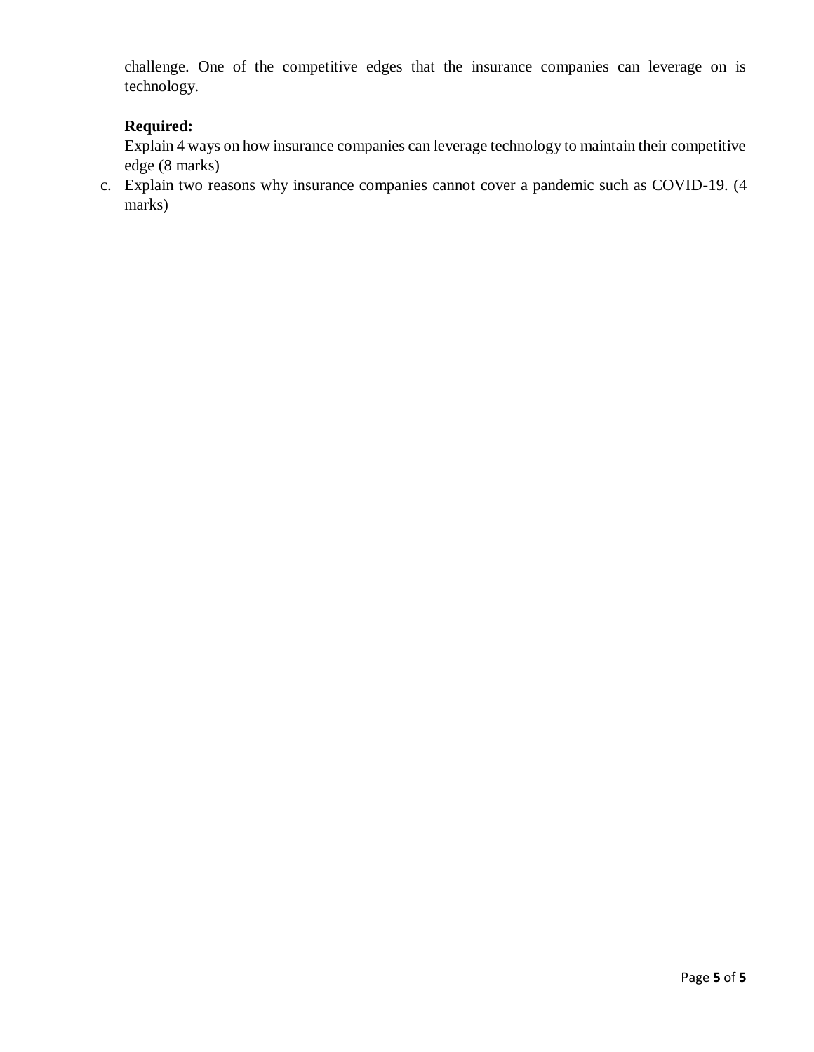challenge. One of the competitive edges that the insurance companies can leverage on is technology.

**Required:**

Explain 4 ways on how insurance companies can leverage technology to maintain their competitive edge (8 marks)

c. Explain two reasons why insurance companies cannot cover a pandemic such as COVID-19. (4 marks)